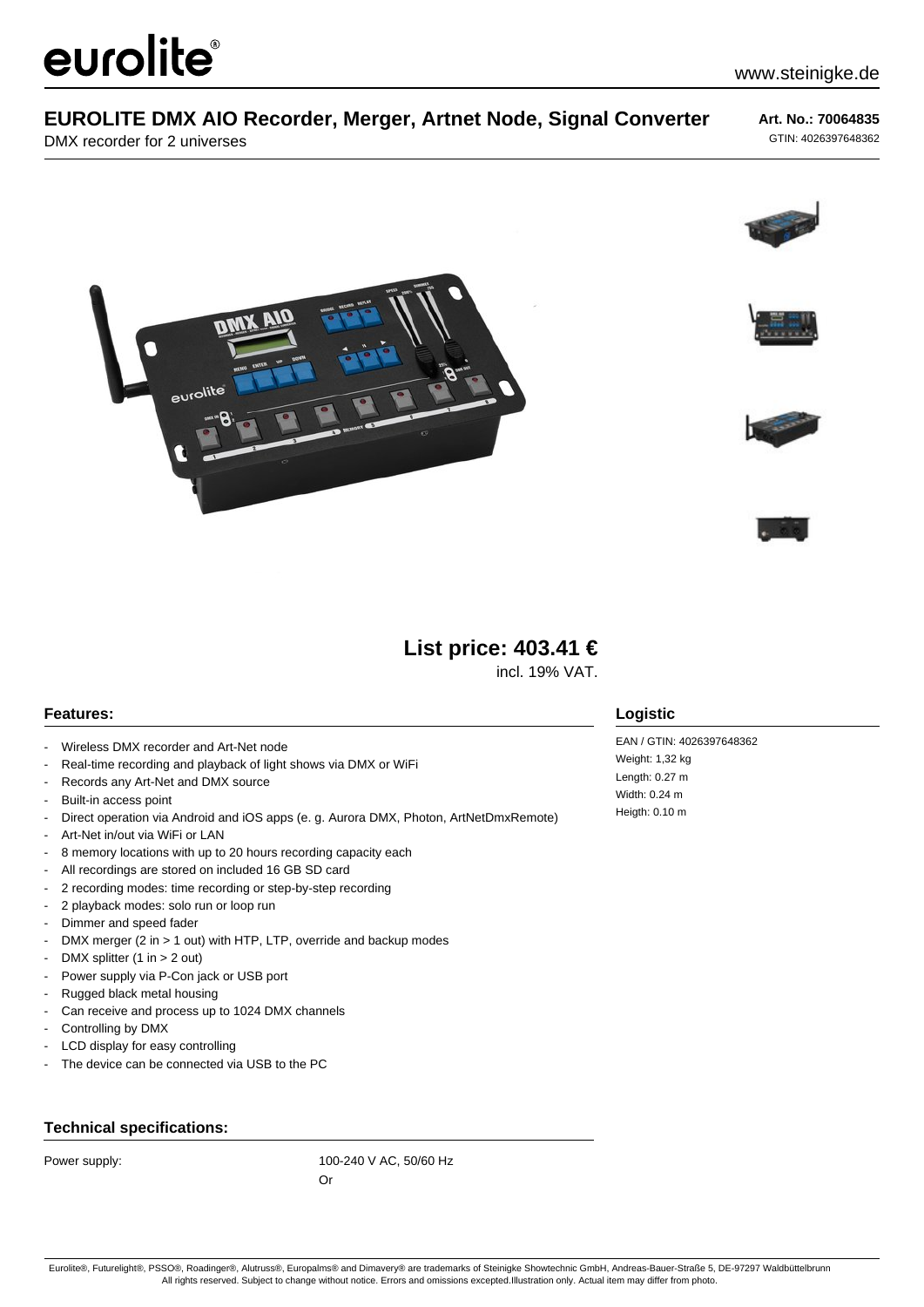# eurolite

www.steinigke.de

## EUROLITE DMX AIO Recorder, Merger, Artnet Node, Signal Converter

DMX recorder for 2 universes

**Art. No.: 70064835**
GTIN: 4026397648362

**List price: 403.41 €**
incl. 19% VAT.

### Features:

- Wireless DMX recorder and Art-Net node
- Real-time recording and playback of light shows via DMX or WiFi
- Records any Art-Net and DMX source
- Built-in access point
- Direct operation via Android and iOS apps (e. g. Aurora DMX, Photon, ArtNetDmxRemote)
- Art-Net in/out via WiFi or LAN
- 8 memory locations with up to 20 hours recording capacity each
- All recordings are stored on included 16 GB SD card
- 2 recording modes: time recording or step-by-step recording
- 2 playback modes: solo run or loop run
- Dimmer and speed fader
- DMX merger (2 in > 1 out) with HTP, LTP, override and backup modes
- DMX splitter (1 in > 2 out)
- Power supply via P-Con jack or USB port
- Rugged black metal housing
- Can receive and process up to 1024 DMX channels
- Controlling by DMX
- LCD display for easy controlling
- The device can be connected via USB to the PC

### Logistic

EAN / GTIN: 4026397648362
Weight: 1,32 kg
Length: 0.27 m
Width: 0.24 m
Heigth: 0.10 m

### Technical specifications:

| | |
|---|---|
| Power supply: | 100-240 V AC, 50/60 Hz<br>Or |

Eurolite®, Futurelight®, PSSO®, Roadinger®, Alutruss®, Europalms® and Dimavery® are trademarks of Steinigke Showtechnic GmbH, Andreas-Bauer-Straße 5, DE-97297 Waldbüttelbrunn
All rights reserved. Subject to change without notice. Errors and omissions excepted.Illustration only. Actual item may differ from photo.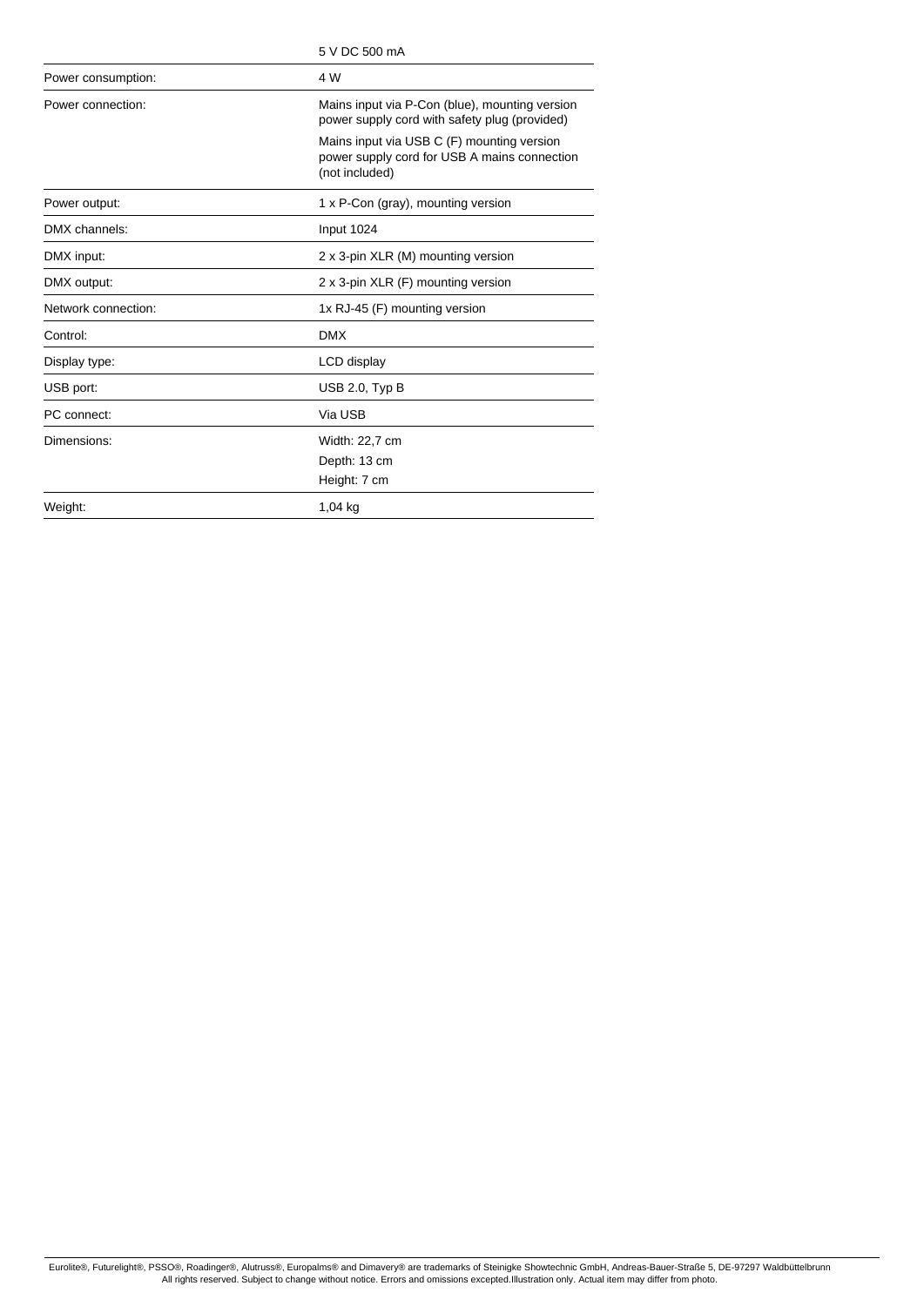| | |
|---|---|
| | 5 V DC 500 mA |
| Power consumption: | 4 W |
| Power connection: | Mains input via P-Con (blue), mounting version power supply cord with safety plug (provided)<br>Mains input via USB C (F) mounting version power supply cord for USB A mains connection (not included) |
| Power output: | 1 x P-Con (gray), mounting version |
| DMX channels: | Input 1024 |
| DMX input: | 2 x 3-pin XLR (M) mounting version |
| DMX output: | 2 x 3-pin XLR (F) mounting version |
| Network connection: | 1x RJ-45 (F) mounting version |
| Control: | DMX |
| Display type: | LCD display |
| USB port: | USB 2.0, Typ B |
| PC connect: | Via USB |
| Dimensions: | Width: 22,7 cm<br>Depth: 13 cm<br>Height: 7 cm |
| Weight: | 1,04 kg |

Eurolite®, Futurelight®, PSSO®, Roadinger®, Alutruss®, Europalms® and Dimavery® are trademarks of Steinigke Showtechnic GmbH, Andreas-Bauer-Straße 5, DE-97297 Waldbüttelbrunn
All rights reserved. Subject to change without notice. Errors and omissions excepted.Illustration only. Actual item may differ from photo.